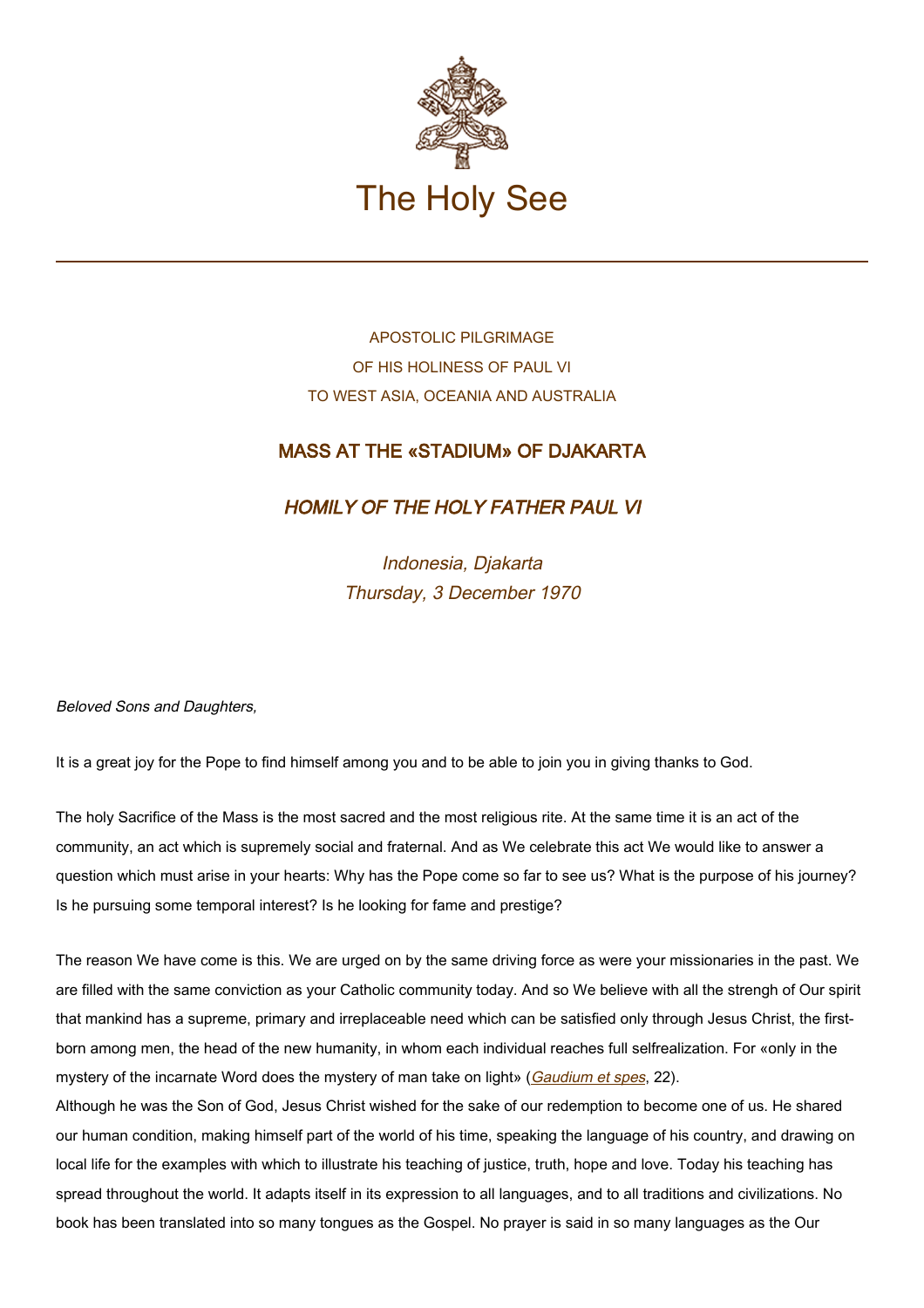# The Holy See

APOSTOLIC PILGRIMAGE
OF HIS HOLINESS OF PAUL VI
TO WEST ASIA, OCEANIA AND AUSTRALIA

## MASS AT THE «STADIUM» OF DJAKARTA

## *HOMILY OF THE HOLY FATHER PAUL VI*

*Indonesia, Djakarta*
*Thursday, 3 December 1970*

*Beloved Sons and Daughters,*

It is a great joy for the Pope to find himself among you and to be able to join you in giving thanks to God.

The holy Sacrifice of the Mass is the most sacred and the most religious rite. At the same time it is an act of the community, an act which is supremely social and fraternal. And as We celebrate this act We would like to answer a question which must arise in your hearts: Why has the Pope come so far to see us? What is the purpose of his journey? Is he pursuing some temporal interest? Is he looking for fame and prestige?

The reason We have come is this. We are urged on by the same driving force as were your missionaries in the past. We are filled with the same conviction as your Catholic community today. And so We believe with all the strengh of Our spirit that mankind has a supreme, primary and irreplaceable need which can be satisfied only through Jesus Christ, the first-born among men, the head of the new humanity, in whom each individual reaches full selfrealization. For «only in the mystery of the incarnate Word does the mystery of man take on light» (*Gaudium et spes*, 22).

Although he was the Son of God, Jesus Christ wished for the sake of our redemption to become one of us. He shared our human condition, making himself part of the world of his time, speaking the language of his country, and drawing on local life for the examples with which to illustrate his teaching of justice, truth, hope and love. Today his teaching has spread throughout the world. It adapts itself in its expression to all languages, and to all traditions and civilizations. No book has been translated into so many tongues as the Gospel. No prayer is said in so many languages as the Our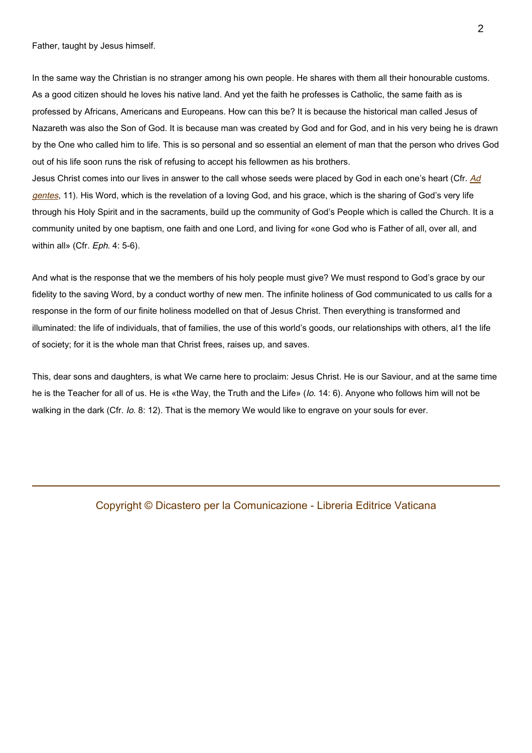Father, taught by Jesus himself.

In the same way the Christian is no stranger among his own people. He shares with them all their honourable customs. As a good citizen should he loves his native land. And yet the faith he professes is Catholic, the same faith as is professed by Africans, Americans and Europeans. How can this be? It is because the historical man called Jesus of Nazareth was also the Son of God. It is because man was created by God and for God, and in his very being he is drawn by the One who called him to life. This is so personal and so essential an element of man that the person who drives God out of his life soon runs the risk of refusing to accept his fellowmen as his brothers.
Jesus Christ comes into our lives in answer to the call whose seeds were placed by God in each one's heart (Cfr. *Ad gentes*, 11). His Word, which is the revelation of a loving God, and his grace, which is the sharing of God's very life through his Holy Spirit and in the sacraments, build up the community of God's People which is called the Church. It is a community united by one baptism, one faith and one Lord, and living for «one God who is Father of all, over all, and within all» (Cfr. *Eph*. 4: 5-6).

And what is the response that we the members of his holy people must give? We must respond to God's grace by our fidelity to the saving Word, by a conduct worthy of new men. The infinite holiness of God communicated to us calls for a response in the form of our finite holiness modelled on that of Jesus Christ. Then everything is transformed and illuminated: the life of individuals, that of families, the use of this world's goods, our relationships with others, al1 the life of society; for it is the whole man that Christ frees, raises up, and saves.

This, dear sons and daughters, is what We carne here to proclaim: Jesus Christ. He is our Saviour, and at the same time he is the Teacher for all of us. He is «the Way, the Truth and the Life» (*Io*. 14: 6). Anyone who follows him will not be walking in the dark (Cfr. *Io*. 8: 12). That is the memory We would like to engrave on your souls for ever.

---

Copyright © Dicastero per la Comunicazione - Libreria Editrice Vaticana